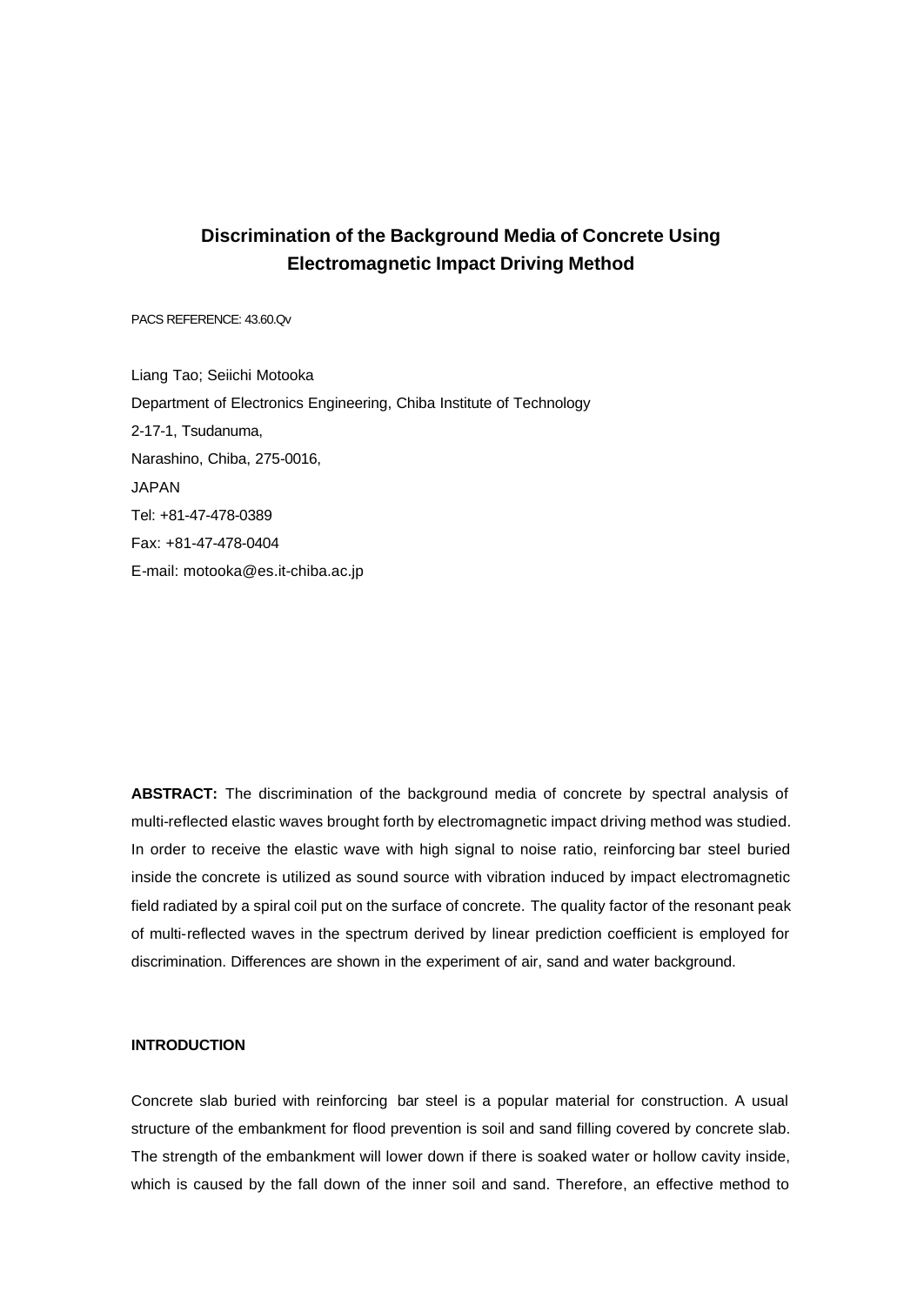# Discrimination of the Background Media of Concrete Using Electromagnetic Impact Driving Method

PACS REFERENCE: 43.60.Qv

Liang Tao; Seiichi Motooka

Department of Electronics Engineering, Chiba Institute of Technology

2-17-1, Tsudanuma,

Narashino, Chiba, 275-0016,

JAPAN

Tel: +81-47-478-0389

Fax: +81-47-478-0404

E-mail: motooka@es.it-chiba.ac.jp

**ABSTRACT:** The discrimination of the background media of concrete by spectral analysis of multi-reflected elastic waves brought forth by electromagnetic impact driving method was studied. In order to receive the elastic wave with high signal to noise ratio, reinforcing bar steel buried inside the concrete is utilized as sound source with vibration induced by impact electromagnetic field radiated by a spiral coil put on the surface of concrete. The quality factor of the resonant peak of multi-reflected waves in the spectrum derived by linear prediction coefficient is employed for discrimination. Differences are shown in the experiment of air, sand and water background.

## INTRODUCTION

Concrete slab buried with reinforcing bar steel is a popular material for construction. A usual structure of the embankment for flood prevention is soil and sand filling covered by concrete slab. The strength of the embankment will lower down if there is soaked water or hollow cavity inside, which is caused by the fall down of the inner soil and sand. Therefore, an effective method to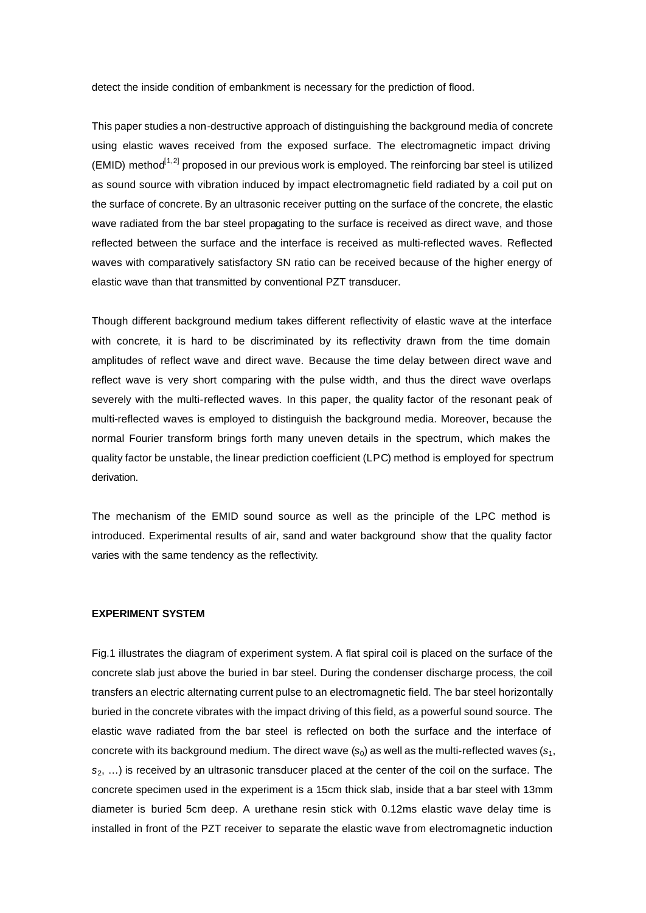detect the inside condition of embankment is necessary for the prediction of flood.

This paper studies a non-destructive approach of distinguishing the background media of concrete using elastic waves received from the exposed surface. The electromagnetic impact driving (EMID) method[1,2] proposed in our previous work is employed. The reinforcing bar steel is utilized as sound source with vibration induced by impact electromagnetic field radiated by a coil put on the surface of concrete. By an ultrasonic receiver putting on the surface of the concrete, the elastic wave radiated from the bar steel propagating to the surface is received as direct wave, and those reflected between the surface and the interface is received as multi-reflected waves. Reflected waves with comparatively satisfactory SN ratio can be received because of the higher energy of elastic wave than that transmitted by conventional PZT transducer.

Though different background medium takes different reflectivity of elastic wave at the interface with concrete, it is hard to be discriminated by its reflectivity drawn from the time domain amplitudes of reflect wave and direct wave. Because the time delay between direct wave and reflect wave is very short comparing with the pulse width, and thus the direct wave overlaps severely with the multi-reflected waves. In this paper, the quality factor of the resonant peak of multi-reflected waves is employed to distinguish the background media. Moreover, because the normal Fourier transform brings forth many uneven details in the spectrum, which makes the quality factor be unstable, the linear prediction coefficient (LPC) method is employed for spectrum derivation.

The mechanism of the EMID sound source as well as the principle of the LPC method is introduced. Experimental results of air, sand and water background show that the quality factor varies with the same tendency as the reflectivity.

## EXPERIMENT SYSTEM

Fig.1 illustrates the diagram of experiment system. A flat spiral coil is placed on the surface of the concrete slab just above the buried in bar steel. During the condenser discharge process, the coil transfers an electric alternating current pulse to an electromagnetic field. The bar steel horizontally buried in the concrete vibrates with the impact driving of this field, as a powerful sound source. The elastic wave radiated from the bar steel is reflected on both the surface and the interface of concrete with its background medium. The direct wave ($s_0$) as well as the multi-reflected waves ($s_1$, $s_2$, …) is received by an ultrasonic transducer placed at the center of the coil on the surface. The concrete specimen used in the experiment is a 15cm thick slab, inside that a bar steel with 13mm diameter is buried 5cm deep. A urethane resin stick with 0.12ms elastic wave delay time is installed in front of the PZT receiver to separate the elastic wave from electromagnetic induction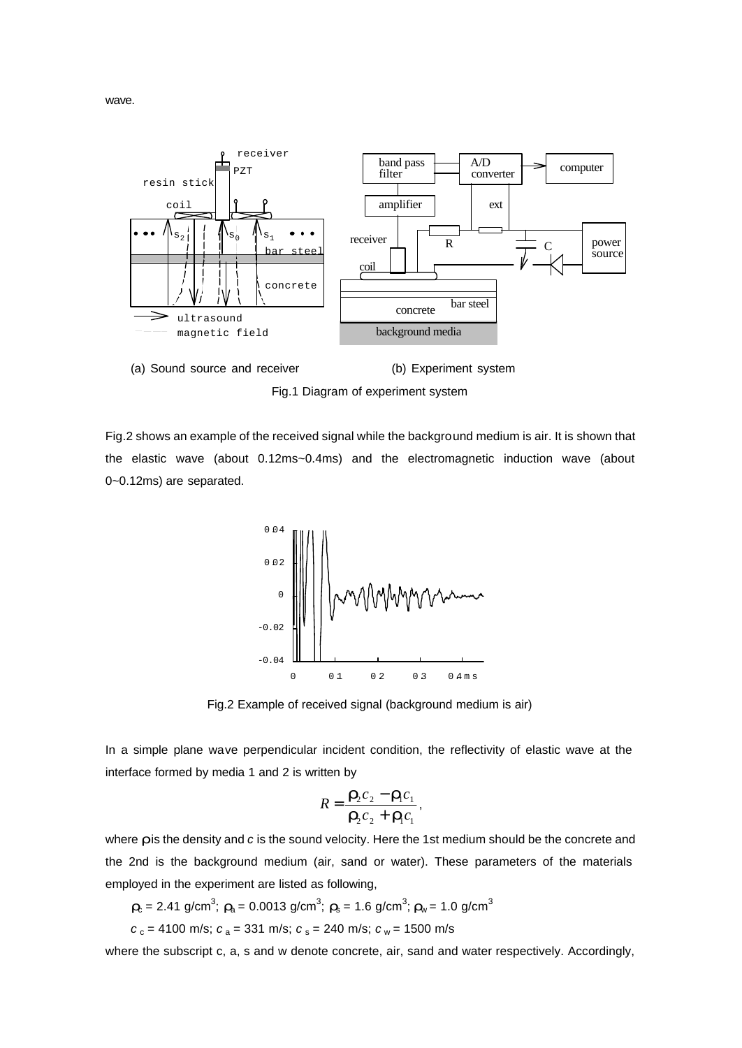wave.

(a) Sound source and receiver (b) Experiment system

Fig.1 Diagram of experiment system

Fig.2 shows an example of the received signal while the background medium is air. It is shown that the elastic wave (about 0.12ms~0.4ms) and the electromagnetic induction wave (about 0~0.12ms) are separated.

Fig.2 Example of received signal (background medium is air)

In a simple plane wave perpendicular incident condition, the reflectivity of elastic wave at the interface formed by media 1 and 2 is written by

$$R = \frac{\rho_2 c_2 - \rho_1 c_1}{\rho_2 c_2 + \rho_1 c_1},$$

where $\rho$ is the density and $c$ is the sound velocity. Here the 1st medium should be the concrete and the 2nd is the background medium (air, sand or water). These parameters of the materials employed in the experiment are listed as following,

$\rho_c$ = 2.41 g/cm$^3$; $\rho_a$ = 0.0013 g/cm$^3$; $\rho_s$ = 1.6 g/cm$^3$; $\rho_w$ = 1.0 g/cm$^3$

$c_c$ = 4100 m/s; $c_a$ = 331 m/s; $c_s$ = 240 m/s; $c_w$ = 1500 m/s

where the subscript c, a, s and w denote concrete, air, sand and water respectively. Accordingly,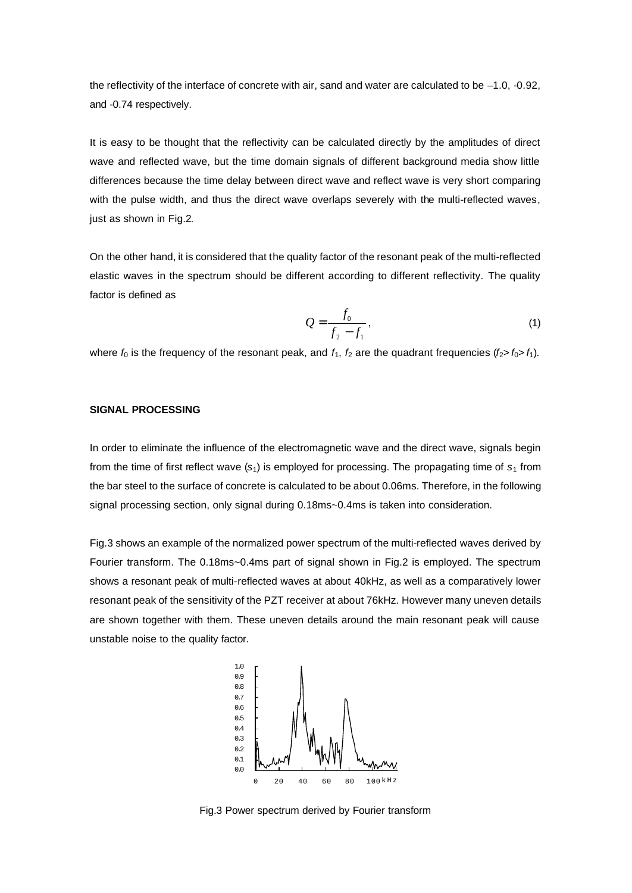the reflectivity of the interface of concrete with air, sand and water are calculated to be –1.0, -0.92, and -0.74 respectively.

It is easy to be thought that the reflectivity can be calculated directly by the amplitudes of direct wave and reflected wave, but the time domain signals of different background media show little differences because the time delay between direct wave and reflect wave is very short comparing with the pulse width, and thus the direct wave overlaps severely with the multi-reflected waves, just as shown in Fig.2.

On the other hand, it is considered that the quality factor of the resonant peak of the multi-reflected elastic waves in the spectrum should be different according to different reflectivity. The quality factor is defined as

$$Q = \frac{f_0}{f_2 - f_1}, \tag{1}$$

where $f_0$ is the frequency of the resonant peak, and $f_1$, $f_2$ are the quadrant frequencies ($f_2 > f_0 > f_1$).

### SIGNAL PROCESSING

In order to eliminate the influence of the electromagnetic wave and the direct wave, signals begin from the time of first reflect wave ($s_1$) is employed for processing. The propagating time of $s_1$ from the bar steel to the surface of concrete is calculated to be about 0.06ms. Therefore, in the following signal processing section, only signal during 0.18ms~0.4ms is taken into consideration.

Fig.3 shows an example of the normalized power spectrum of the multi-reflected waves derived by Fourier transform. The 0.18ms~0.4ms part of signal shown in Fig.2 is employed. The spectrum shows a resonant peak of multi-reflected waves at about 40kHz, as well as a comparatively lower resonant peak of the sensitivity of the PZT receiver at about 76kHz. However many uneven details are shown together with them. These uneven details around the main resonant peak will cause unstable noise to the quality factor.

Fig.3 Power spectrum derived by Fourier transform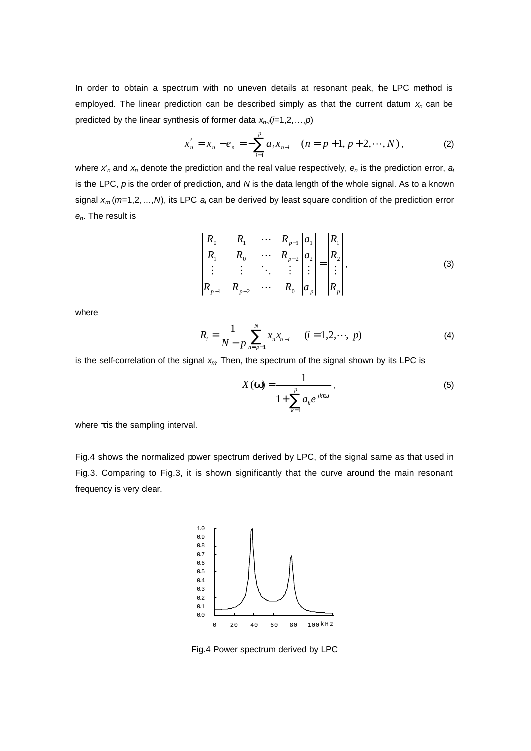In order to obtain a spectrum with no uneven details at resonant peak, the LPC method is employed. The linear prediction can be described simply as that the current datum $x_n$ can be predicted by the linear synthesis of former data $x_{n-i}$($i$=1,2,…,$p$)

$$x'_n = x_n - e_n = -\sum_{i=1}^{p} a_i x_{n-i} \quad (n = p+1, p+2, \cdots, N), \tag{2}$$

where $x'_n$ and $x_n$ denote the prediction and the real value respectively, $e_n$ is the prediction error, $a_i$ is the LPC, $p$ is the order of prediction, and $N$ is the data length of the whole signal. As to a known signal $x_m$ ($m$=1,2,…,$N$), its LPC $a_i$ can be derived by least square condition of the prediction error $e_n$. The result is

$$\begin{vmatrix} R_0 & R_1 & \cdots & R_{p-1} \\ R_1 & R_0 & \cdots & R_{p-2} \\ \vdots & \vdots & \ddots & \vdots \\ R_{p-1} & R_{p-2} & \cdots & R_0 \end{vmatrix} \begin{vmatrix} a_1 \\ a_2 \\ \vdots \\ a_p \end{vmatrix} = \begin{vmatrix} R_1 \\ R_2 \\ \vdots \\ R_p \end{vmatrix}, \tag{3}$$

where

$$R_i = \frac{1}{N-p} \sum_{n=p+1}^{N} x_n x_{n-i} \quad (i = 1, 2, \cdots, p) \tag{4}$$

is the self-correlation of the signal $x_m$. Then, the spectrum of the signal shown by its LPC is

$$X(\omega) = \frac{1}{1 + \sum_{k=1}^{p} a_k e^{jk\tau\omega}}, \tag{5}$$

where $\tau$ is the sampling interval.

Fig.4 shows the normalized power spectrum derived by LPC, of the signal same as that used in Fig.3. Comparing to Fig.3, it is shown significantly that the curve around the main resonant frequency is very clear.

Fig.4 Power spectrum derived by LPC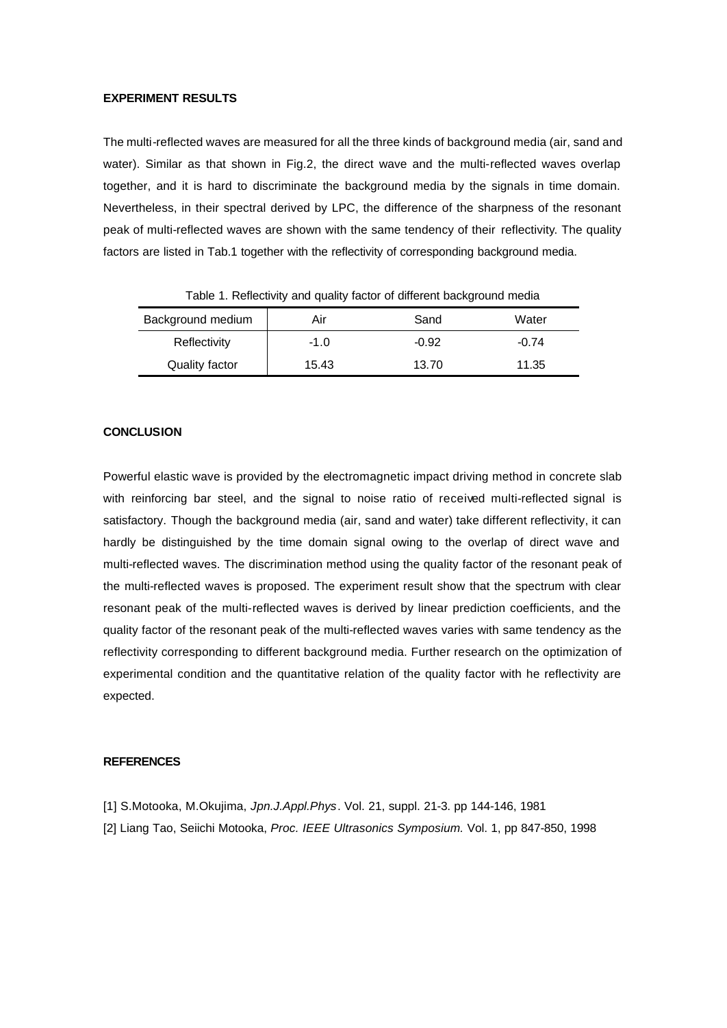## EXPERIMENT RESULTS

The multi-reflected waves are measured for all the three kinds of background media (air, sand and water). Similar as that shown in Fig.2, the direct wave and the multi-reflected waves overlap together, and it is hard to discriminate the background media by the signals in time domain. Nevertheless, in their spectral derived by LPC, the difference of the sharpness of the resonant peak of multi-reflected waves are shown with the same tendency of their reflectivity. The quality factors are listed in Tab.1 together with the reflectivity of corresponding background media.

Table 1. Reflectivity and quality factor of different background media

| Background medium | Air | Sand | Water |
|---|---|---|---|
| Reflectivity | -1.0 | -0.92 | -0.74 |
| Quality factor | 15.43 | 13.70 | 11.35 |

## CONCLUSION

Powerful elastic wave is provided by the electromagnetic impact driving method in concrete slab with reinforcing bar steel, and the signal to noise ratio of received multi-reflected signal is satisfactory. Though the background media (air, sand and water) take different reflectivity, it can hardly be distinguished by the time domain signal owing to the overlap of direct wave and multi-reflected waves. The discrimination method using the quality factor of the resonant peak of the multi-reflected waves is proposed. The experiment result show that the spectrum with clear resonant peak of the multi-reflected waves is derived by linear prediction coefficients, and the quality factor of the resonant peak of the multi-reflected waves varies with same tendency as the reflectivity corresponding to different background media. Further research on the optimization of experimental condition and the quantitative relation of the quality factor with he reflectivity are expected.

## REFERENCES

[1] S.Motooka, M.Okujima, *Jpn.J.Appl.Phys*. Vol. 21, suppl. 21-3. pp 144-146, 1981

[2] Liang Tao, Seiichi Motooka, *Proc. IEEE Ultrasonics Symposium.* Vol. 1, pp 847-850, 1998